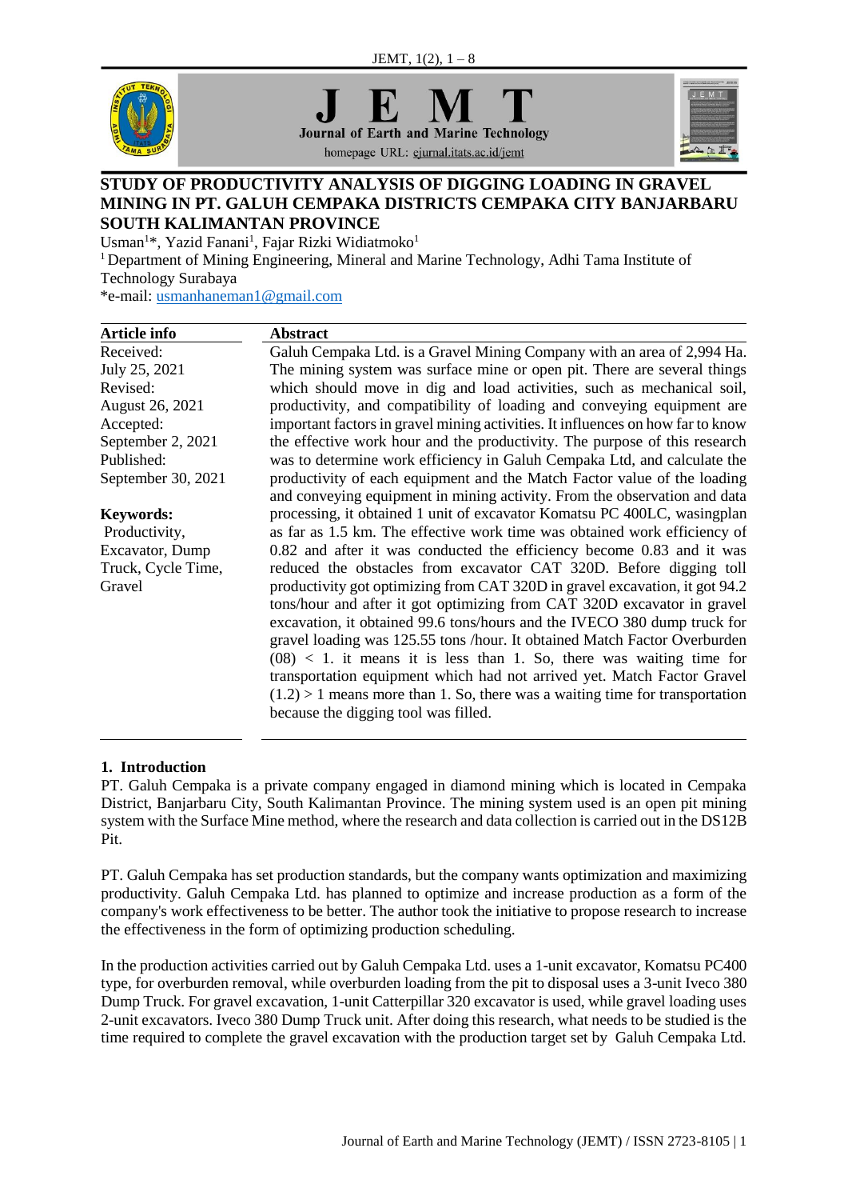# STUDY OF PRODUCTIVITY ANALYSIS OF DIGGING LOADING IN GRAVEL MINING IN PT. GALUH CEMPAKA DISTRICTS CEMPAKA CITY BANJARBARU SOUTH KALIMANTAN PROVINCE

Usman[1]*, Yazid Fanani[1], Fajar Rizki Widiatmoko[1]

[1] Department of Mining Engineering, Mineral and Marine Technology, Adhi Tama Institute of Technology Surabaya

*e-mail: usmanhaneman1@gmail.com

**Article info**

Received: July 25, 2021

Revised: August 26, 2021

Accepted: September 2, 2021

Published: September 30, 2021

**Keywords:**

Productivity, Excavator, Dump Truck, Cycle Time, Gravel

**Abstract**

Galuh Cempaka Ltd. is a Gravel Mining Company with an area of 2,994 Ha. The mining system was surface mine or open pit. There are several things which should move in dig and load activities, such as mechanical soil, productivity, and compatibility of loading and conveying equipment are important factors in gravel mining activities. It influences on how far to know the effective work hour and the productivity. The purpose of this research was to determine work efficiency in Galuh Cempaka Ltd, and calculate the productivity of each equipment and the Match Factor value of the loading and conveying equipment in mining activity. From the observation and data processing, it obtained 1 unit of excavator Komatsu PC 400LC, wasingplan as far as 1.5 km. The effective work time was obtained work efficiency of 0.82 and after it was conducted the efficiency become 0.83 and it was reduced the obstacles from excavator CAT 320D. Before digging toll productivity got optimizing from CAT 320D in gravel excavation, it got 94.2 tons/hour and after it got optimizing from CAT 320D excavator in gravel excavation, it obtained 99.6 tons/hours and the IVECO 380 dump truck for gravel loading was 125.55 tons /hour. It obtained Match Factor Overburden (08) < 1. it means it is less than 1. So, there was waiting time for transportation equipment which had not arrived yet. Match Factor Gravel (1.2) > 1 means more than 1. So, there was a waiting time for transportation because the digging tool was filled.

## 1. Introduction

PT. Galuh Cempaka is a private company engaged in diamond mining which is located in Cempaka District, Banjarbaru City, South Kalimantan Province. The mining system used is an open pit mining system with the Surface Mine method, where the research and data collection is carried out in the DS12B Pit.

PT. Galuh Cempaka has set production standards, but the company wants optimization and maximizing productivity. Galuh Cempaka Ltd. has planned to optimize and increase production as a form of the company's work effectiveness to be better. The author took the initiative to propose research to increase the effectiveness in the form of optimizing production scheduling.

In the production activities carried out by Galuh Cempaka Ltd. uses a 1-unit excavator, Komatsu PC400 type, for overburden removal, while overburden loading from the pit to disposal uses a 3-unit Iveco 380 Dump Truck. For gravel excavation, 1-unit Catterpillar 320 excavator is used, while gravel loading uses 2-unit excavators. Iveco 380 Dump Truck unit. After doing this research, what needs to be studied is the time required to complete the gravel excavation with the production target set by Galuh Cempaka Ltd.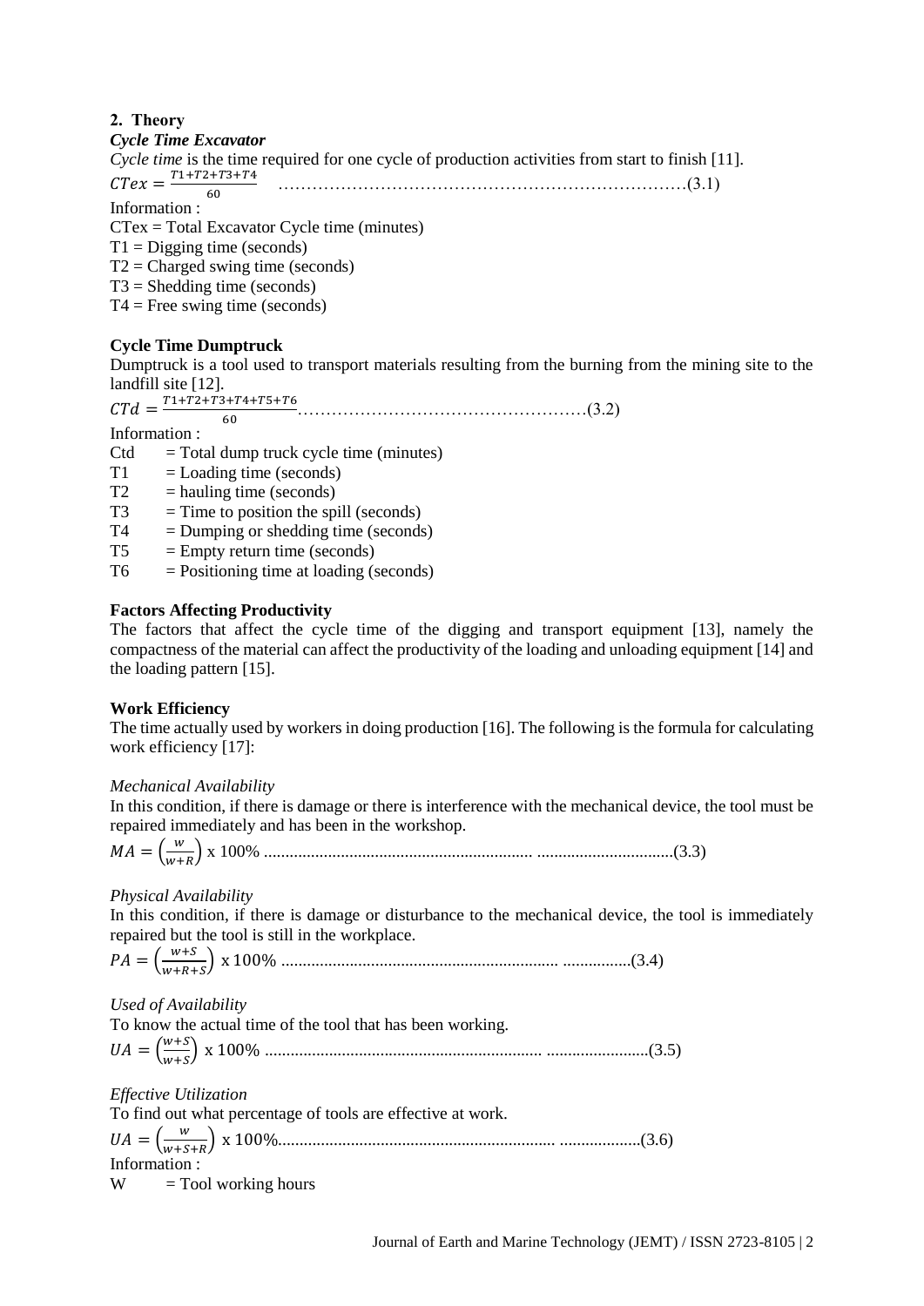## 2. Theory

### *Cycle Time Excavator*

*Cycle time* is the time required for one cycle of production activities from start to finish [11].

$$CTex = \frac{T1+T2+T3+T4}{60} \quad \text{(3.1)}$$

Information :

CTex = Total Excavator Cycle time (minutes)
T1 = Digging time (seconds)
T2 = Charged swing time (seconds)
T3 = Shedding time (seconds)
T4 = Free swing time (seconds)

### Cycle Time Dumptruck

Dumptruck is a tool used to transport materials resulting from the burning from the mining site to the landfill site [12].

$$CTd = \frac{T1+T2+T3+T4+T5+T6}{60} \quad \text{(3.2)}$$

Information :

Ctd = Total dump truck cycle time (minutes)
T1 = Loading time (seconds)
T2 = hauling time (seconds)
T3 = Time to position the spill (seconds)
T4 = Dumping or shedding time (seconds)
T5 = Empty return time (seconds)
T6 = Positioning time at loading (seconds)

### Factors Affecting Productivity

The factors that affect the cycle time of the digging and transport equipment [13], namely the compactness of the material can affect the productivity of the loading and unloading equipment [14] and the loading pattern [15].

### Work Efficiency

The time actually used by workers in doing production [16]. The following is the formula for calculating work efficiency [17]:

*Mechanical Availability*

In this condition, if there is damage or there is interference with the mechanical device, the tool must be repaired immediately and has been in the workshop.

$$MA = \left(\frac{w}{w+R}\right) \text{ x } 100\% \quad \text{(3.3)}$$

*Physical Availability*

In this condition, if there is damage or disturbance to the mechanical device, the tool is immediately repaired but the tool is still in the workplace.

$$PA = \left(\frac{w+S}{w+R+S}\right) \text{ x } 100\% \quad \text{(3.4)}$$

*Used of Availability*

To know the actual time of the tool that has been working.

$$UA = \left(\frac{w+S}{w+S}\right) \text{ x } 100\% \quad \text{(3.5)}$$

*Effective Utilization*

To find out what percentage of tools are effective at work.

$$UA = \left(\frac{w}{w+S+R}\right) \text{ x } 100\% \quad \text{(3.6)}$$

Information :

W = Tool working hours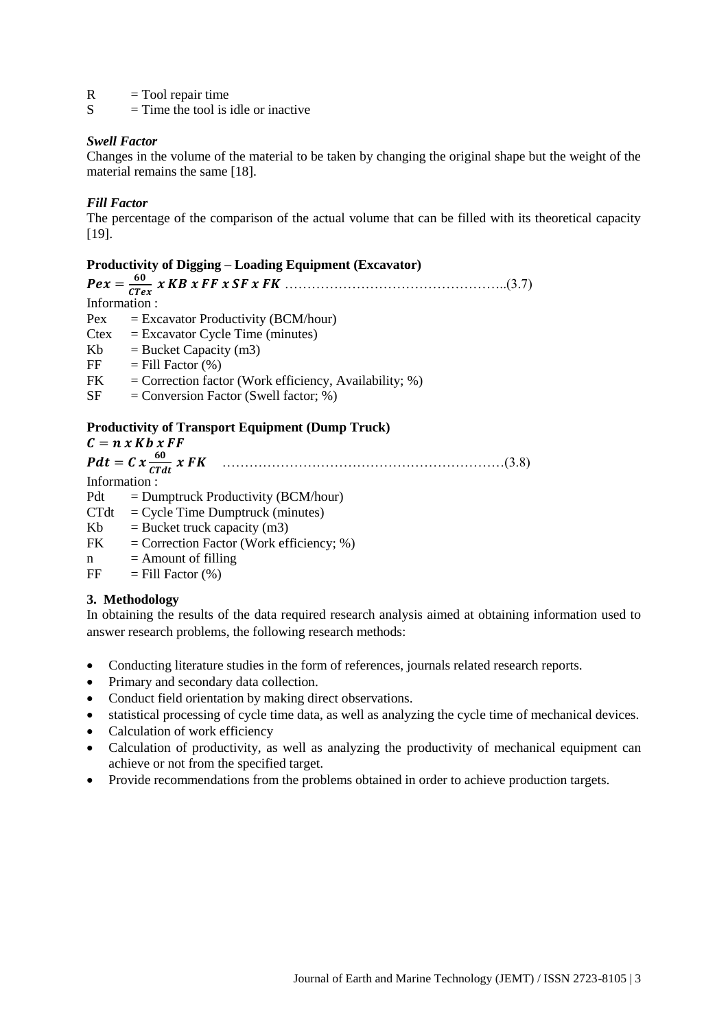R = Tool repair time
S = Time the tool is idle or inactive

***Swell Factor***

Changes in the volume of the material to be taken by changing the original shape but the weight of the material remains the same [18].

***Fill Factor***

The percentage of the comparison of the actual volume that can be filled with its theoretical capacity [19].

**Productivity of Digging – Loading Equipment (Excavator)**

$$\boldsymbol{Pex = \frac{60}{CTex} \ x \ KB \ x \ FF \ x \ SF \ x \ FK} \quad \text{.......................................}(3.7)$$

Information :

Pex = Excavator Productivity (BCM/hour)
Ctex = Excavator Cycle Time (minutes)
Kb = Bucket Capacity (m3)
FF = Fill Factor (%)
FK = Correction factor (Work efficiency, Availability; %)
SF = Conversion Factor (Swell factor; %)

**Productivity of Transport Equipment (Dump Truck)**

$$\boldsymbol{C = n \ x \ Kb \ x \ FF}$$

$$\boldsymbol{Pdt = C \ x \frac{60}{CTdt} \ x \ FK} \quad \text{.......................................}(3.8)$$

Information :

Pdt = Dumptruck Productivity (BCM/hour)
CTdt = Cycle Time Dumptruck (minutes)
Kb = Bucket truck capacity (m3)
FK = Correction Factor (Work efficiency; %)
n = Amount of filling
FF = Fill Factor (%)

## 3. Methodology

In obtaining the results of the data required research analysis aimed at obtaining information used to answer research problems, the following research methods:

- Conducting literature studies in the form of references, journals related research reports.
- Primary and secondary data collection.
- Conduct field orientation by making direct observations.
- statistical processing of cycle time data, as well as analyzing the cycle time of mechanical devices.
- Calculation of work efficiency
- Calculation of productivity, as well as analyzing the productivity of mechanical equipment can achieve or not from the specified target.
- Provide recommendations from the problems obtained in order to achieve production targets.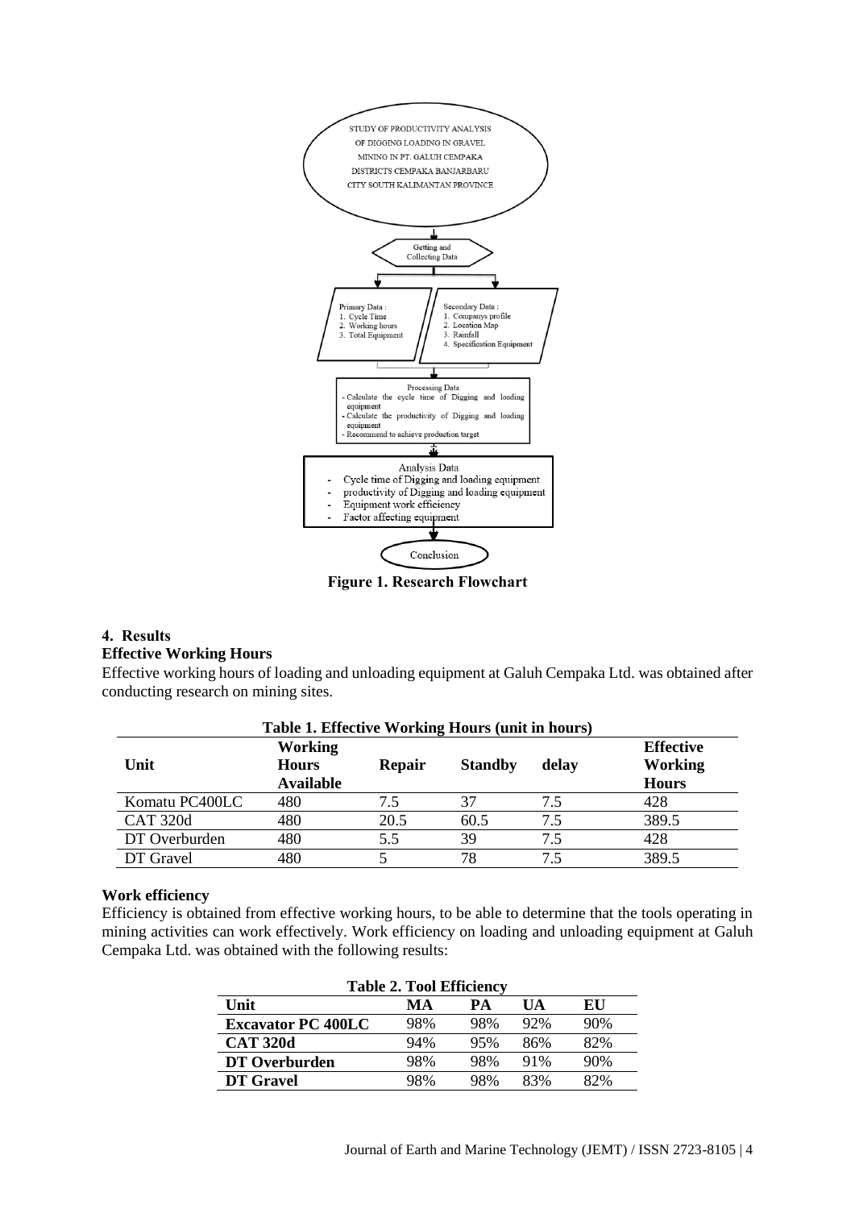STUDY OF PRODUCTIVITY ANALYSIS OF DIGGING LOADING IN GRAVEL MINING IN PT. GALUH CEMPAKA DISTRICTS CEMPAKA BANJARBARU CITY SOUTH KALIMANTAN PROVINCE

Getting and Collecting Data

Primary Data :
1. Cycle Time
2. Working hours
3. Total Equipment

Secondary Data :
1. Companys profile
2. Location Map
3. Rainfall
4. Specification Equipment

Processing Data
- Calculate the cycle time of Digging and loading equipment
- Calculate the productivity of Digging and loading equipment
- Recommend to achieve production target

Analysis Data
- Cycle time of Digging and loading equipment
- productivity of Digging and loading equipment
- Equipment work efficiency
- Factor affecting equipment

Conclusion

**Figure 1. Research Flowchart**

## 4. Results

### Effective Working Hours

Effective working hours of loading and unloading equipment at Galuh Cempaka Ltd. was obtained after conducting research on mining sites.

**Table 1. Effective Working Hours (unit in hours)**

| Unit | Working Hours Available | Repair | Standby | delay | Effective Working Hours |
|---|---|---|---|---|---|
| Komatu PC400LC | 480 | 7.5 | 37 | 7.5 | 428 |
| CAT 320d | 480 | 20.5 | 60.5 | 7.5 | 389.5 |
| DT Overburden | 480 | 5.5 | 39 | 7.5 | 428 |
| DT Gravel | 480 | 5 | 78 | 7.5 | 389.5 |

### Work efficiency

Efficiency is obtained from effective working hours, to be able to determine that the tools operating in mining activities can work effectively. Work efficiency on loading and unloading equipment at Galuh Cempaka Ltd. was obtained with the following results:

**Table 2. Tool Efficiency**

| Unit | MA | PA | UA | EU |
|---|---|---|---|---|
| **Excavator PC 400LC** | 98% | 98% | 92% | 90% |
| **CAT 320d** | 94% | 95% | 86% | 82% |
| **DT Overburden** | 98% | 98% | 91% | 90% |
| **DT Gravel** | 98% | 98% | 83% | 82% |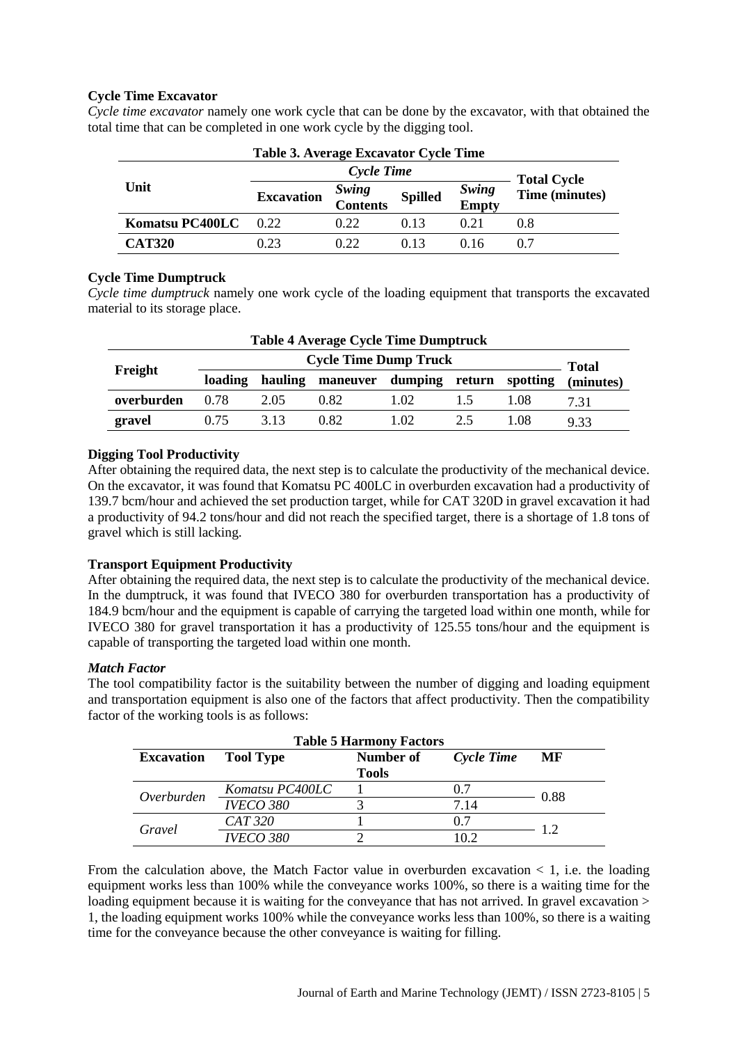**Cycle Time Excavator**

*Cycle time excavator* namely one work cycle that can be done by the excavator, with that obtained the total time that can be completed in one work cycle by the digging tool.

**Table 3. Average Excavator Cycle Time**

| Unit | *Cycle Time* | | | | Total Cycle Time (minutes) |
|---|---|---|---|---|---|
| | Excavation | *Swing Contents* | Spilled | *Swing Empty* | |
| **Komatsu PC400LC** | 0.22 | 0.22 | 0.13 | 0.21 | 0.8 |
| **CAT320** | 0.23 | 0.22 | 0.13 | 0.16 | 0.7 |

**Cycle Time Dumptruck**

*Cycle time dumptruck* namely one work cycle of the loading equipment that transports the excavated material to its storage place.

**Table 4 Average Cycle Time Dumptruck**

| Freight | Cycle Time Dump Truck | | | | | | Total (minutes) |
|---|---|---|---|---|---|---|---|
| | loading | hauling | maneuver | dumping | return | spotting | |
| **overburden** | 0.78 | 2.05 | 0.82 | 1.02 | 1.5 | 1.08 | 7.31 |
| **gravel** | 0.75 | 3.13 | 0.82 | 1.02 | 2.5 | 1.08 | 9.33 |

**Digging Tool Productivity**

After obtaining the required data, the next step is to calculate the productivity of the mechanical device. On the excavator, it was found that Komatsu PC 400LC in overburden excavation had a productivity of 139.7 bcm/hour and achieved the set production target, while for CAT 320D in gravel excavation it had a productivity of 94.2 tons/hour and did not reach the specified target, there is a shortage of 1.8 tons of gravel which is still lacking.

**Transport Equipment Productivity**

After obtaining the required data, the next step is to calculate the productivity of the mechanical device. In the dumptruck, it was found that IVECO 380 for overburden transportation has a productivity of 184.9 bcm/hour and the equipment is capable of carrying the targeted load within one month, while for IVECO 380 for gravel transportation it has a productivity of 125.55 tons/hour and the equipment is capable of transporting the targeted load within one month.

***Match Factor***

The tool compatibility factor is the suitability between the number of digging and loading equipment and transportation equipment is also one of the factors that affect productivity. Then the compatibility factor of the working tools is as follows:

**Table 5 Harmony Factors**

| Excavation | Tool Type | Number of Tools | *Cycle Time* | MF |
|---|---|---|---|---|
| *Overburden* | *Komatsu PC400LC* | 1 | 0.7 | 0.88 |
| | *IVECO 380* | 3 | 7.14 | |
| *Gravel* | *CAT 320* | 1 | 0.7 | 1.2 |
| | *IVECO 380* | 2 | 10.2 | |

From the calculation above, the Match Factor value in overburden excavation < 1, i.e. the loading equipment works less than 100% while the conveyance works 100%, so there is a waiting time for the loading equipment because it is waiting for the conveyance that has not arrived. In gravel excavation > 1, the loading equipment works 100% while the conveyance works less than 100%, so there is a waiting time for the conveyance because the other conveyance is waiting for filling.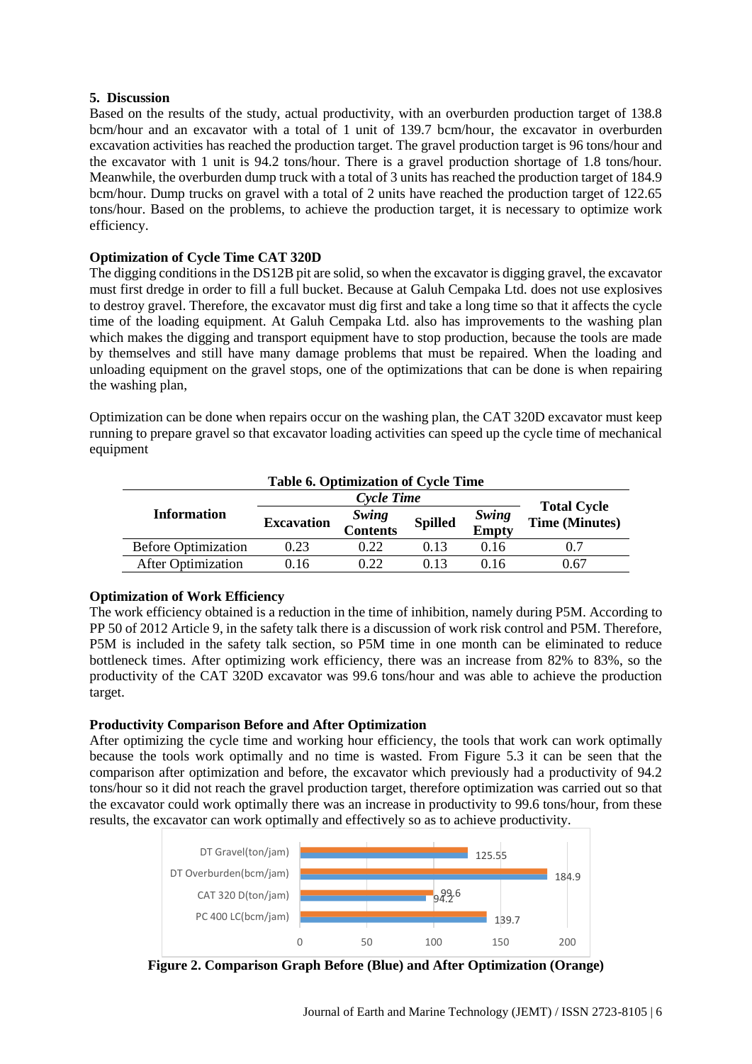## 5. Discussion

Based on the results of the study, actual productivity, with an overburden production target of 138.8 bcm/hour and an excavator with a total of 1 unit of 139.7 bcm/hour, the excavator in overburden excavation activities has reached the production target. The gravel production target is 96 tons/hour and the excavator with 1 unit is 94.2 tons/hour. There is a gravel production shortage of 1.8 tons/hour. Meanwhile, the overburden dump truck with a total of 3 units has reached the production target of 184.9 bcm/hour. Dump trucks on gravel with a total of 2 units have reached the production target of 122.65 tons/hour. Based on the problems, to achieve the production target, it is necessary to optimize work efficiency.

### Optimization of Cycle Time CAT 320D

The digging conditions in the DS12B pit are solid, so when the excavator is digging gravel, the excavator must first dredge in order to fill a full bucket. Because at Galuh Cempaka Ltd. does not use explosives to destroy gravel. Therefore, the excavator must dig first and take a long time so that it affects the cycle time of the loading equipment. At Galuh Cempaka Ltd. also has improvements to the washing plan which makes the digging and transport equipment have to stop production, because the tools are made by themselves and still have many damage problems that must be repaired. When the loading and unloading equipment on the gravel stops, one of the optimizations that can be done is when repairing the washing plan,

Optimization can be done when repairs occur on the washing plan, the CAT 320D excavator must keep running to prepare gravel so that excavator loading activities can speed up the cycle time of mechanical equipment

**Table 6. Optimization of Cycle Time**

| Information | *Cycle Time* | | | | Total Cycle Time (Minutes) |
|---|---|---|---|---|---|
| | Excavation | *Swing Contents* | Spilled | *Swing Empty* | |
| Before Optimization | 0.23 | 0.22 | 0.13 | 0.16 | 0.7 |
| After Optimization | 0.16 | 0.22 | 0.13 | 0.16 | 0.67 |

### Optimization of Work Efficiency

The work efficiency obtained is a reduction in the time of inhibition, namely during P5M. According to PP 50 of 2012 Article 9, in the safety talk there is a discussion of work risk control and P5M. Therefore, P5M is included in the safety talk section, so P5M time in one month can be eliminated to reduce bottleneck times. After optimizing work efficiency, there was an increase from 82% to 83%, so the productivity of the CAT 320D excavator was 99.6 tons/hour and was able to achieve the production target.

### Productivity Comparison Before and After Optimization

After optimizing the cycle time and working hour efficiency, the tools that work can work optimally because the tools work optimally and no time is wasted. From Figure 5.3 it can be seen that the comparison after optimization and before, the excavator which previously had a productivity of 94.2 tons/hour so it did not reach the gravel production target, therefore optimization was carried out so that the excavator could work optimally there was an increase in productivity to 99.6 tons/hour, from these results, the excavator can work optimally and effectively so as to achieve productivity.

**Figure 2. Comparison Graph Before (Blue) and After Optimization (Orange)**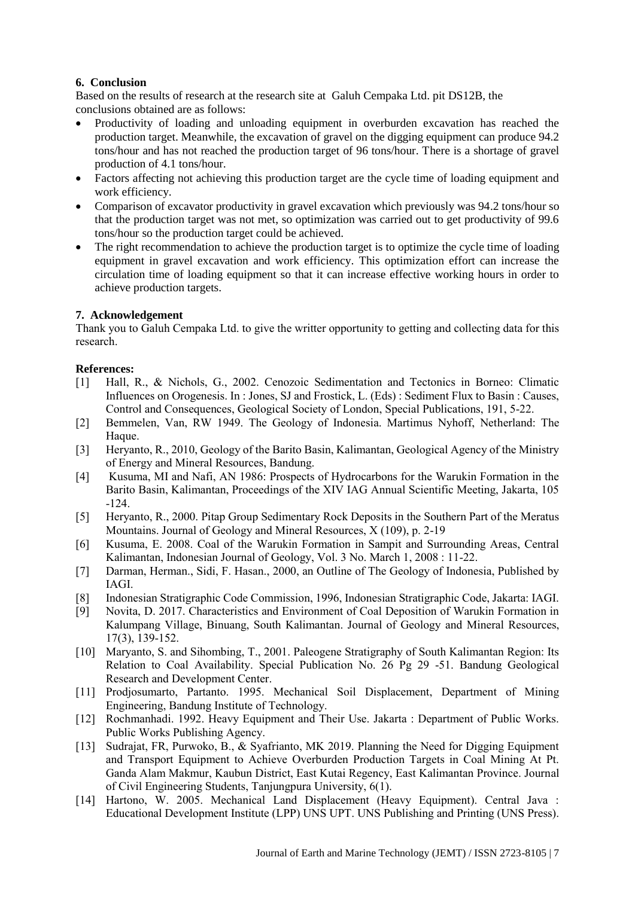## 6. Conclusion

Based on the results of research at the research site at Galuh Cempaka Ltd. pit DS12B, the conclusions obtained are as follows:

- Productivity of loading and unloading equipment in overburden excavation has reached the production target. Meanwhile, the excavation of gravel on the digging equipment can produce 94.2 tons/hour and has not reached the production target of 96 tons/hour. There is a shortage of gravel production of 4.1 tons/hour.
- Factors affecting not achieving this production target are the cycle time of loading equipment and work efficiency.
- Comparison of excavator productivity in gravel excavation which previously was 94.2 tons/hour so that the production target was not met, so optimization was carried out to get productivity of 99.6 tons/hour so the production target could be achieved.
- The right recommendation to achieve the production target is to optimize the cycle time of loading equipment in gravel excavation and work efficiency. This optimization effort can increase the circulation time of loading equipment so that it can increase effective working hours in order to achieve production targets.

## 7. Acknowledgement

Thank you to Galuh Cempaka Ltd. to give the writter opportunity to getting and collecting data for this research.

**References:**

[1] Hall, R., & Nichols, G., 2002. Cenozoic Sedimentation and Tectonics in Borneo: Climatic Influences on Orogenesis. In : Jones, SJ and Frostick, L. (Eds) : Sediment Flux to Basin : Causes, Control and Consequences, Geological Society of London, Special Publications, 191, 5-22.

[2] Bemmelen, Van, RW 1949. The Geology of Indonesia. Martimus Nyhoff, Netherland: The Haque.

[3] Heryanto, R., 2010, Geology of the Barito Basin, Kalimantan, Geological Agency of the Ministry of Energy and Mineral Resources, Bandung.

[4] Kusuma, MI and Nafi, AN 1986: Prospects of Hydrocarbons for the Warukin Formation in the Barito Basin, Kalimantan, Proceedings of the XIV IAG Annual Scientific Meeting, Jakarta, 105 -124.

[5] Heryanto, R., 2000. Pitap Group Sedimentary Rock Deposits in the Southern Part of the Meratus Mountains. Journal of Geology and Mineral Resources, X (109), p. 2-19

[6] Kusuma, E. 2008. Coal of the Warukin Formation in Sampit and Surrounding Areas, Central Kalimantan, Indonesian Journal of Geology, Vol. 3 No. March 1, 2008 : 11-22.

[7] Darman, Herman., Sidi, F. Hasan., 2000, an Outline of The Geology of Indonesia, Published by IAGI.

[8] Indonesian Stratigraphic Code Commission, 1996, Indonesian Stratigraphic Code, Jakarta: IAGI.

[9] Novita, D. 2017. Characteristics and Environment of Coal Deposition of Warukin Formation in Kalumpang Village, Binuang, South Kalimantan. Journal of Geology and Mineral Resources, 17(3), 139-152.

[10] Maryanto, S. and Sihombing, T., 2001. Paleogene Stratigraphy of South Kalimantan Region: Its Relation to Coal Availability. Special Publication No. 26 Pg 29 -51. Bandung Geological Research and Development Center.

[11] Prodjosumarto, Partanto. 1995. Mechanical Soil Displacement, Department of Mining Engineering, Bandung Institute of Technology.

[12] Rochmanhadi. 1992. Heavy Equipment and Their Use. Jakarta : Department of Public Works. Public Works Publishing Agency.

[13] Sudrajat, FR, Purwoko, B., & Syafrianto, MK 2019. Planning the Need for Digging Equipment and Transport Equipment to Achieve Overburden Production Targets in Coal Mining At Pt. Ganda Alam Makmur, Kaubun District, East Kutai Regency, East Kalimantan Province. Journal of Civil Engineering Students, Tanjungpura University, 6(1).

[14] Hartono, W. 2005. Mechanical Land Displacement (Heavy Equipment). Central Java : Educational Development Institute (LPP) UNS UPT. UNS Publishing and Printing (UNS Press).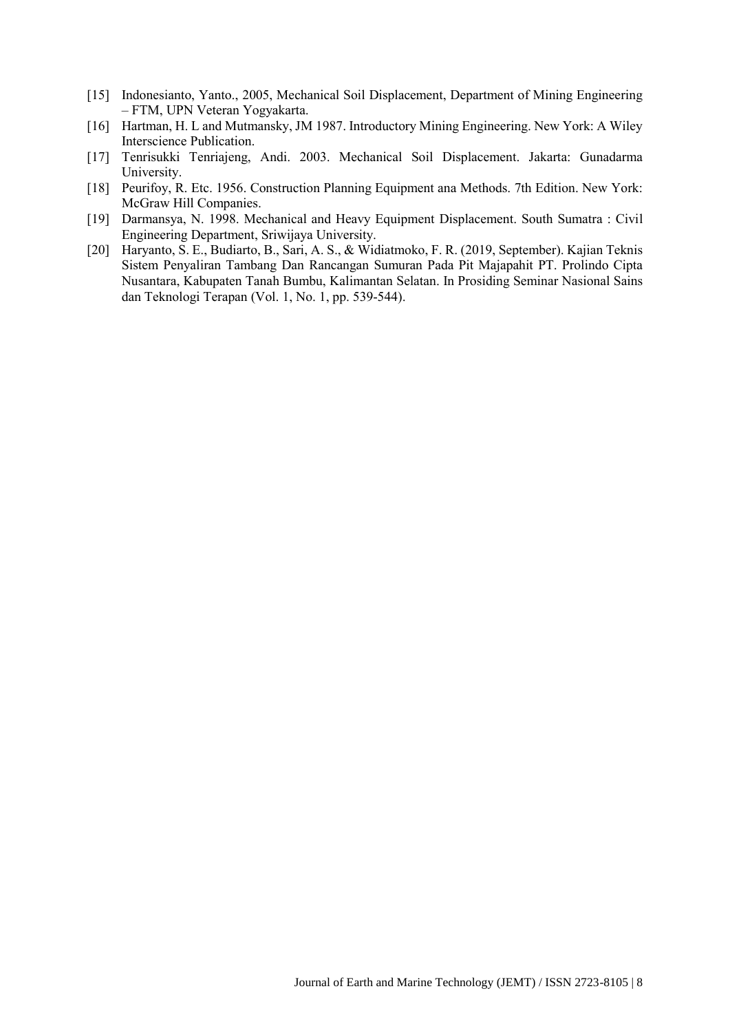[15] Indonesianto, Yanto., 2005, Mechanical Soil Displacement, Department of Mining Engineering – FTM, UPN Veteran Yogyakarta.

[16] Hartman, H. L and Mutmansky, JM 1987. Introductory Mining Engineering. New York: A Wiley Interscience Publication.

[17] Tenrisukki Tenriajeng, Andi. 2003. Mechanical Soil Displacement. Jakarta: Gunadarma University.

[18] Peurifoy, R. Etc. 1956. Construction Planning Equipment ana Methods. 7th Edition. New York: McGraw Hill Companies.

[19] Darmansya, N. 1998. Mechanical and Heavy Equipment Displacement. South Sumatra : Civil Engineering Department, Sriwijaya University.

[20] Haryanto, S. E., Budiarto, B., Sari, A. S., & Widiatmoko, F. R. (2019, September). Kajian Teknis Sistem Penyaliran Tambang Dan Rancangan Sumuran Pada Pit Majapahit PT. Prolindo Cipta Nusantara, Kabupaten Tanah Bumbu, Kalimantan Selatan. In Prosiding Seminar Nasional Sains dan Teknologi Terapan (Vol. 1, No. 1, pp. 539-544).